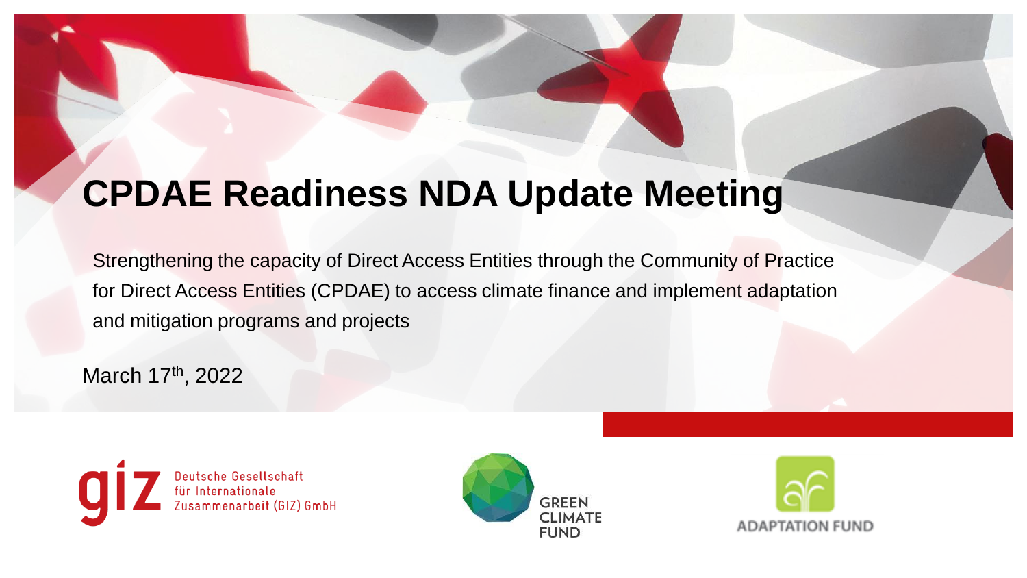# CPDAE Readiness NDA Update Meeting

Strengthening the capacity of Direct Access Entities through the Community of Practice for Direct Access Entities (CPDAE) to access climate finance and implement adaptation and mitigation programs and projects

March 17th, 2022

Deutsche Gesellschaft für Internationale Zusammenarbeit (GIZ) GmbH

GREEN CLIMATE FUND

ADAPTATION FUND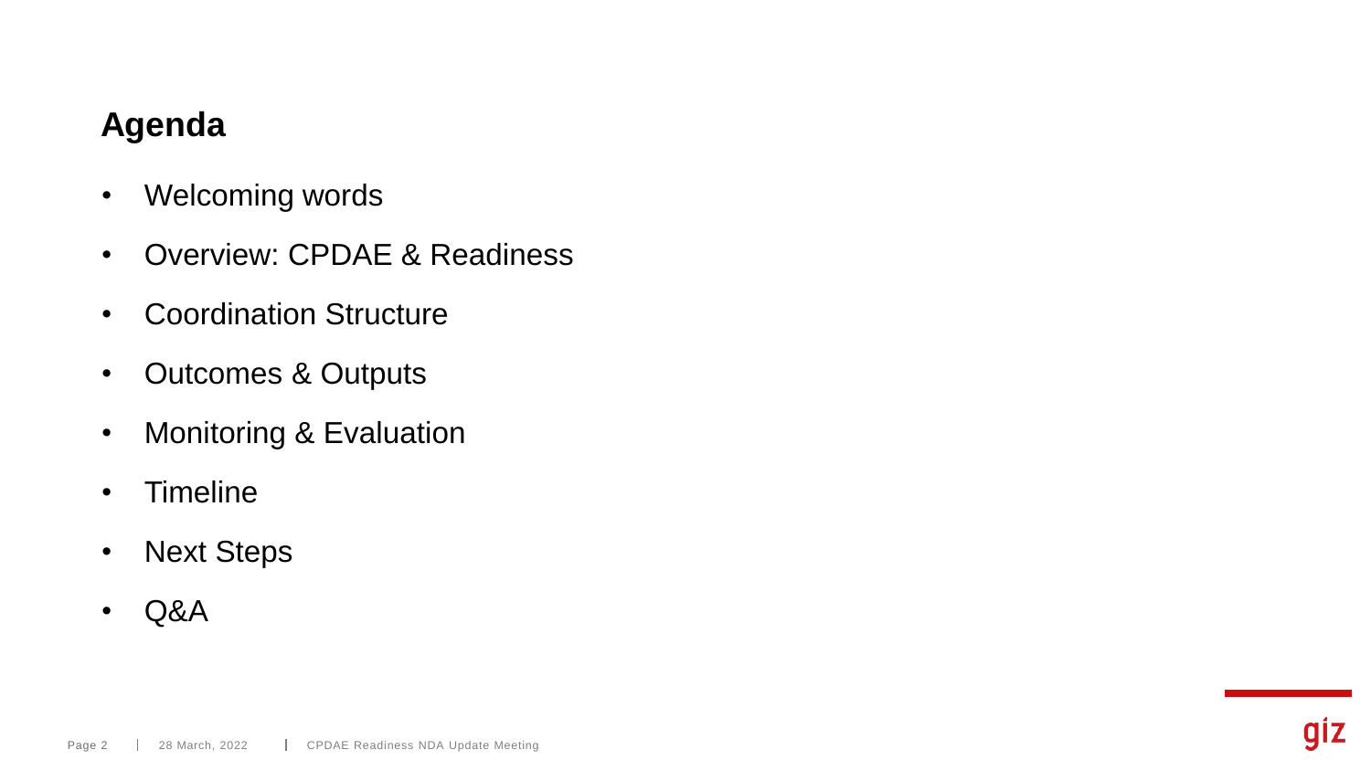## Agenda

- Welcoming words
- Overview: CPDAE & Readiness
- Coordination Structure
- Outcomes & Outputs
- Monitoring & Evaluation
- Timeline
- Next Steps
- Q&A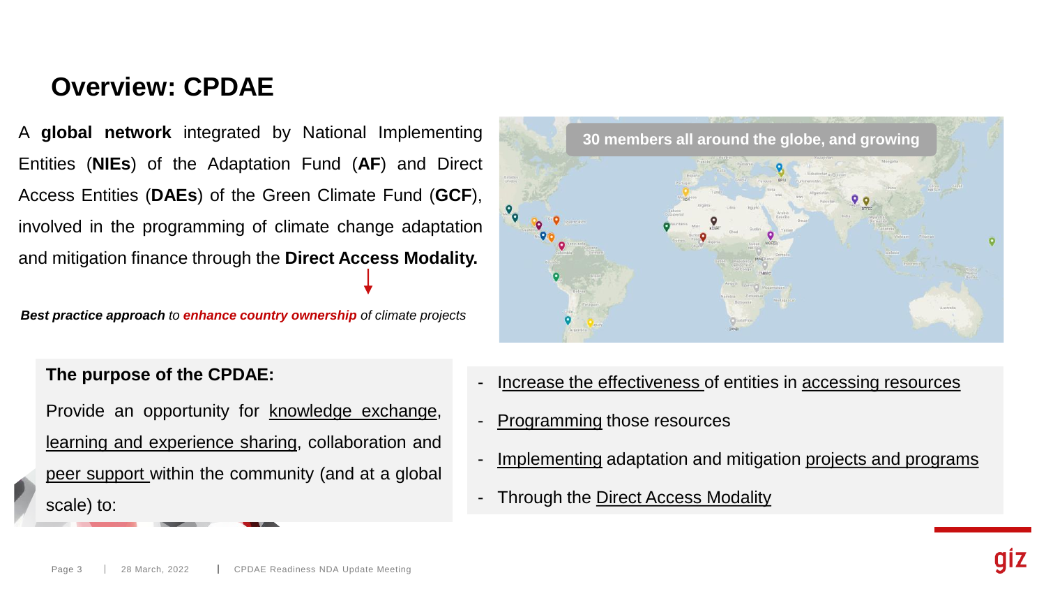# Overview: CPDAE

A **global network** integrated by National Implementing Entities (**NIEs**) of the Adaptation Fund (**AF**) and Direct Access Entities (**DAEs**) of the Green Climate Fund (**GCF**), involved in the programming of climate change adaptation and mitigation finance through the **Direct Access Modality.**

***Best practice approach*** *to* ***enhance country ownership*** *of climate projects*

**30 members all around the globe, and growing**

**The purpose of the CPDAE:**

Provide an opportunity for knowledge exchange, learning and experience sharing, collaboration and peer support within the community (and at a global scale) to:

- Increase the effectiveness of entities in accessing resources
- Programming those resources
- Implementing adaptation and mitigation projects and programs
- Through the Direct Access Modality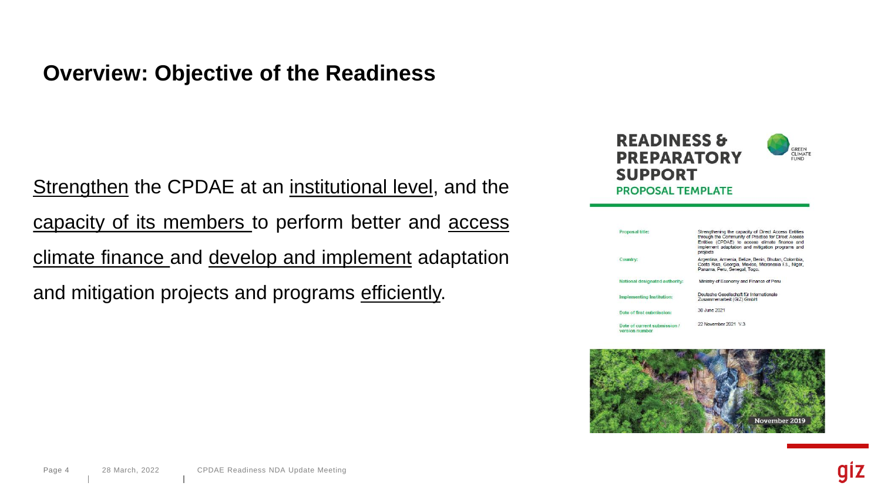## Overview: Objective of the Readiness

Strengthen the CPDAE at an institutional level, and the capacity of its members to perform better and access climate finance and develop and implement adaptation and mitigation projects and programs efficiently.

**READINESS & PREPARATORY SUPPORT**

**PROPOSAL TEMPLATE**

| | |
|---|---|
| Proposal title: | Strengthening the capacity of Direct Access Entities through the Community of Practice for Direct Access Entities (CPDAE) to access climate finance and implement adaptation and mitigation programs and projects |
| Country: | Argentina, Armenia, Belize, Benin, Bhutan, Colombia, Costa Rica, Georgia, Mexico, Micronesia F.S., Niger, Panama, Peru, Senegal, Togo. |
| National designated authority: | Ministry of Economy and Finance of Peru |
| Implementing Institution: | Deutsche Gesellschaft für Internationale Zusammenarbeit (GIZ) GmbH |
| Date of first submission: | 30 June 2021 |
| Date of current submission / version number | 22 November 2021 V.3 |

November 2019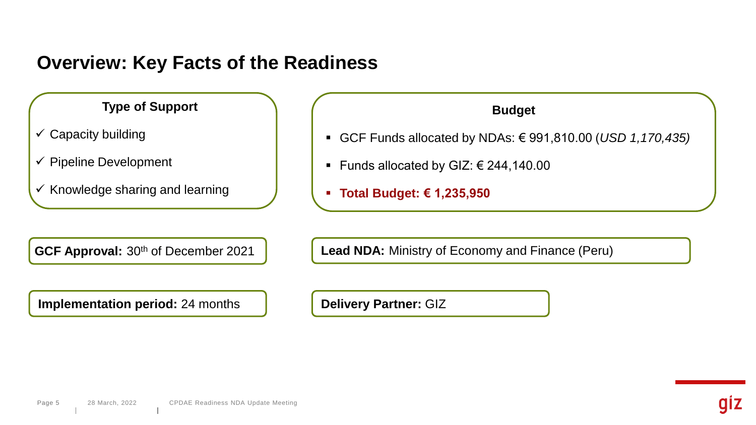# Overview: Key Facts of the Readiness

### Type of Support

- ✓ Capacity building
- ✓ Pipeline Development
- ✓ Knowledge sharing and learning

### Budget

- GCF Funds allocated by NDAs: € 991,810.00 (*USD 1,170,435)*
- Funds allocated by GIZ: € 244,140.00
- **Total Budget: € 1,235,950**

**GCF Approval:** 30th of December 2021

**Lead NDA:** Ministry of Economy and Finance (Peru)

**Implementation period:** 24 months

**Delivery Partner:** GIZ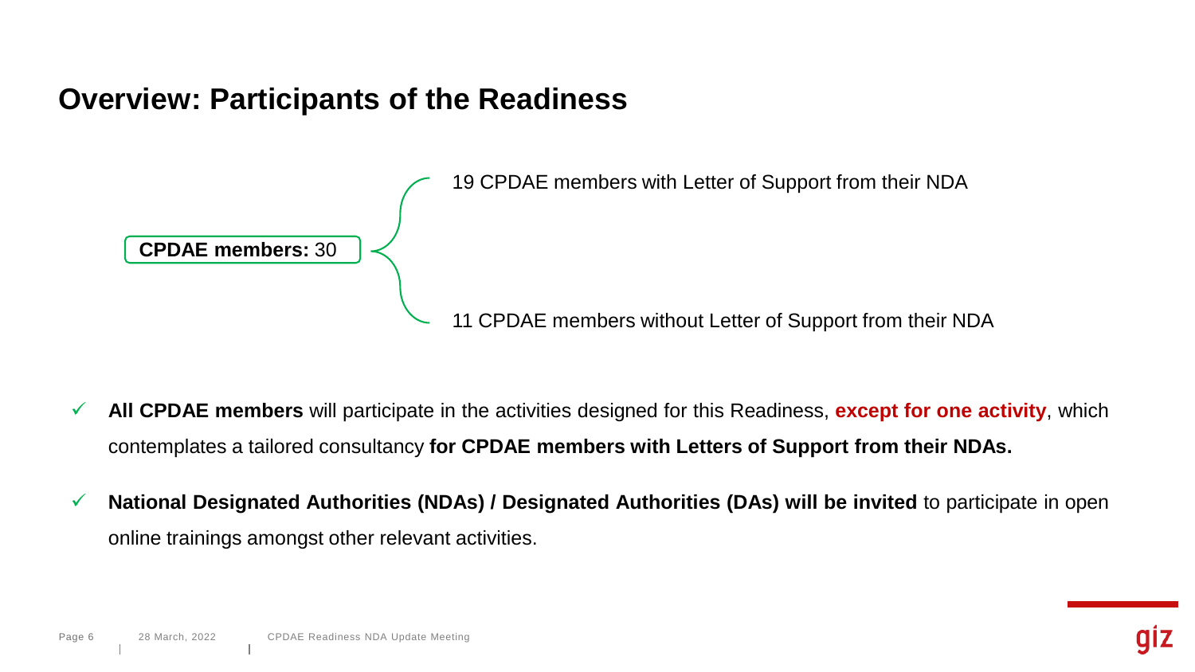# Overview: Participants of the Readiness

**CPDAE members:** 30

- 19 CPDAE members with Letter of Support from their NDA
- 11 CPDAE members without Letter of Support from their NDA

- ✓ **All CPDAE members** will participate in the activities designed for this Readiness, **except for one activity**, which contemplates a tailored consultancy **for CPDAE members with Letters of Support from their NDAs.**
- ✓ **National Designated Authorities (NDAs) / Designated Authorities (DAs) will be invited** to participate in open online trainings amongst other relevant activities.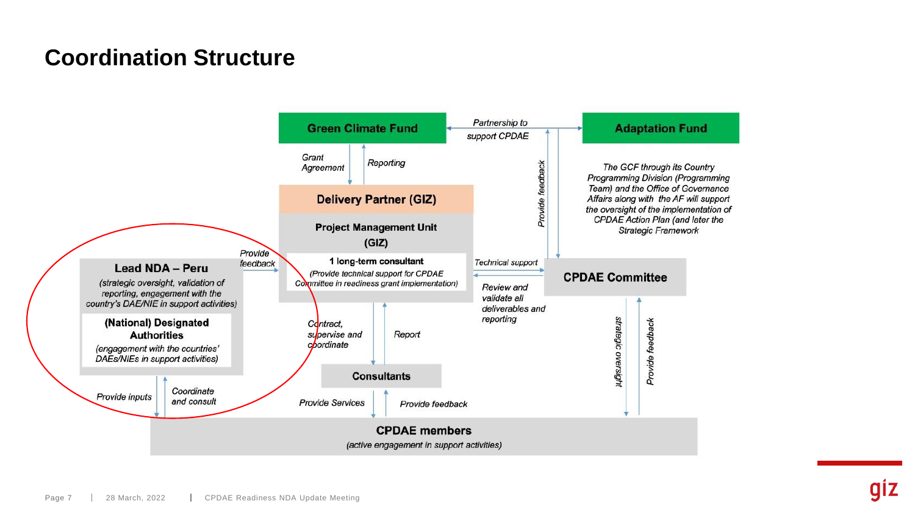# Coordination Structure

**Green Climate Fund**

*Partnership to support CPDAE*

**Adaptation Fund**

*Grant Agreement*

*Reporting*

*Provide feedback*

*The GCF through its Country Programming Division (Programming Team) and the Office of Governance Affairs along with the AF will support the oversight of the implementation of CPDAE Action Plan (and later the Strategic Framework*

**Delivery Partner (GIZ)**

**Project Management Unit (GIZ)**

**1 long-term consultant**

*(Provide technical support for CPDAE Committee in readiness grant implementation)*

*Provide feedback*

**Lead NDA – Peru**

*(strategic oversight, validation of reporting, engagement with the country's DAE/NIE in support activities)*

**(National) Designated Authorities**

*(engagement with the countries' DAEs/NIEs in support activities)*

*Technical support*

*Review and validate all deliverables and reporting*

**CPDAE Committee**

*Contract, supervise and coordinate*

*Report*

**Consultants**

*strategic oversight*

*Provide feedback*

*Provide inputs*

*Coordinate and consult*

*Provide Services*

*Provide feedback*

**CPDAE members**

*(active engagement in support activities)*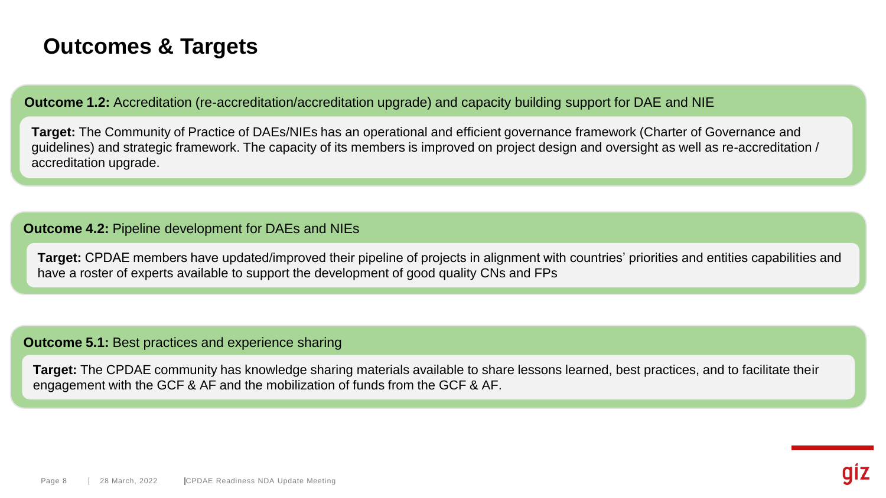# Outcomes & Targets

**Outcome 1.2:** Accreditation (re-accreditation/accreditation upgrade) and capacity building support for DAE and NIE

**Target:** The Community of Practice of DAEs/NIEs has an operational and efficient governance framework (Charter of Governance and guidelines) and strategic framework. The capacity of its members is improved on project design and oversight as well as re-accreditation / accreditation upgrade.

**Outcome 4.2:** Pipeline development for DAEs and NIEs

**Target:** CPDAE members have updated/improved their pipeline of projects in alignment with countries' priorities and entities capabilities and have a roster of experts available to support the development of good quality CNs and FPs

**Outcome 5.1:** Best practices and experience sharing

**Target:** The CPDAE community has knowledge sharing materials available to share lessons learned, best practices, and to facilitate their engagement with the GCF & AF and the mobilization of funds from the GCF & AF.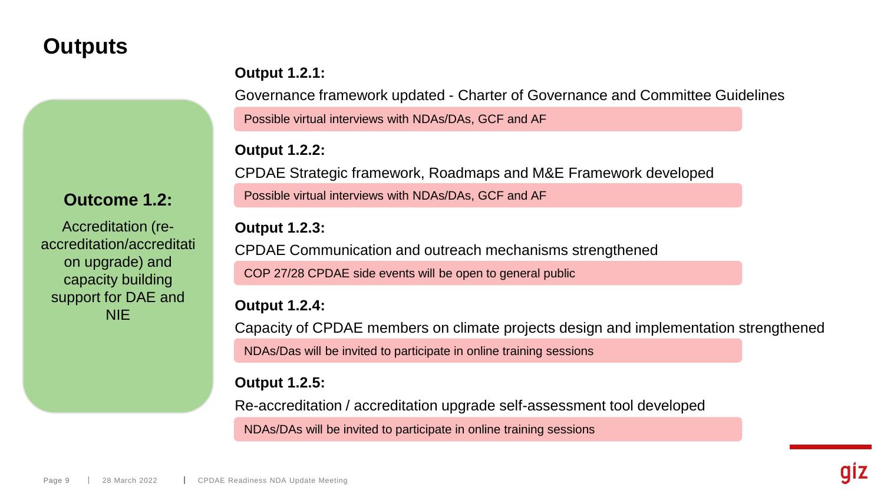# Outputs

**Outcome 1.2:**

Accreditation (re-accreditation/accreditation upgrade) and capacity building support for DAE and NIE

**Output 1.2.1:**

Governance framework updated - Charter of Governance and Committee Guidelines

Possible virtual interviews with NDAs/DAs, GCF and AF

**Output 1.2.2:**

CPDAE Strategic framework, Roadmaps and M&E Framework developed

Possible virtual interviews with NDAs/DAs, GCF and AF

**Output 1.2.3:**

CPDAE Communication and outreach mechanisms strengthened

COP 27/28 CPDAE side events will be open to general public

**Output 1.2.4:**

Capacity of CPDAE members on climate projects design and implementation strengthened

NDAs/Das will be invited to participate in online training sessions

**Output 1.2.5:**

Re-accreditation / accreditation upgrade self-assessment tool developed

NDAs/DAs will be invited to participate in online training sessions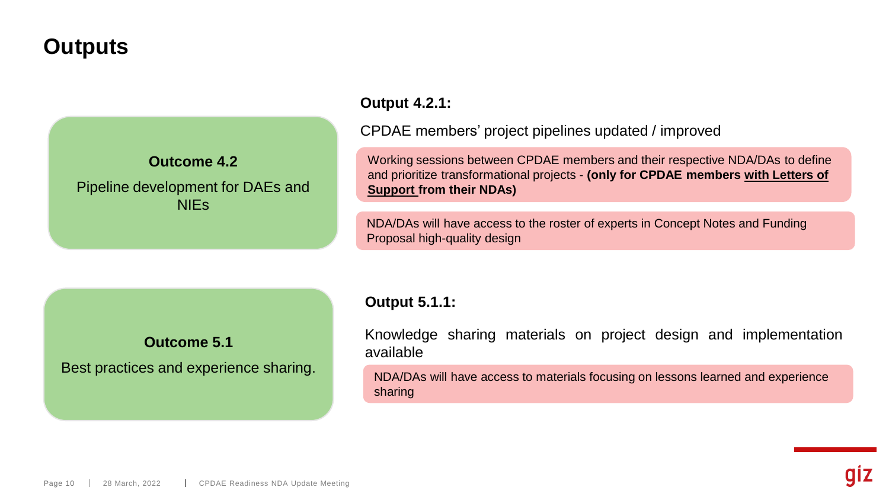# Outputs

**Outcome 4.2**

Pipeline development for DAEs and NIEs

**Output 4.2.1:**

CPDAE members' project pipelines updated / improved

- Working sessions between CPDAE members and their respective NDA/DAs to define and prioritize transformational projects - **(only for CPDAE members with Letters of Support from their NDAs)**
- NDA/DAs will have access to the roster of experts in Concept Notes and Funding Proposal high-quality design

**Outcome 5.1**

Best practices and experience sharing.

**Output 5.1.1:**

Knowledge sharing materials on project design and implementation available

- NDA/DAs will have access to materials focusing on lessons learned and experience sharing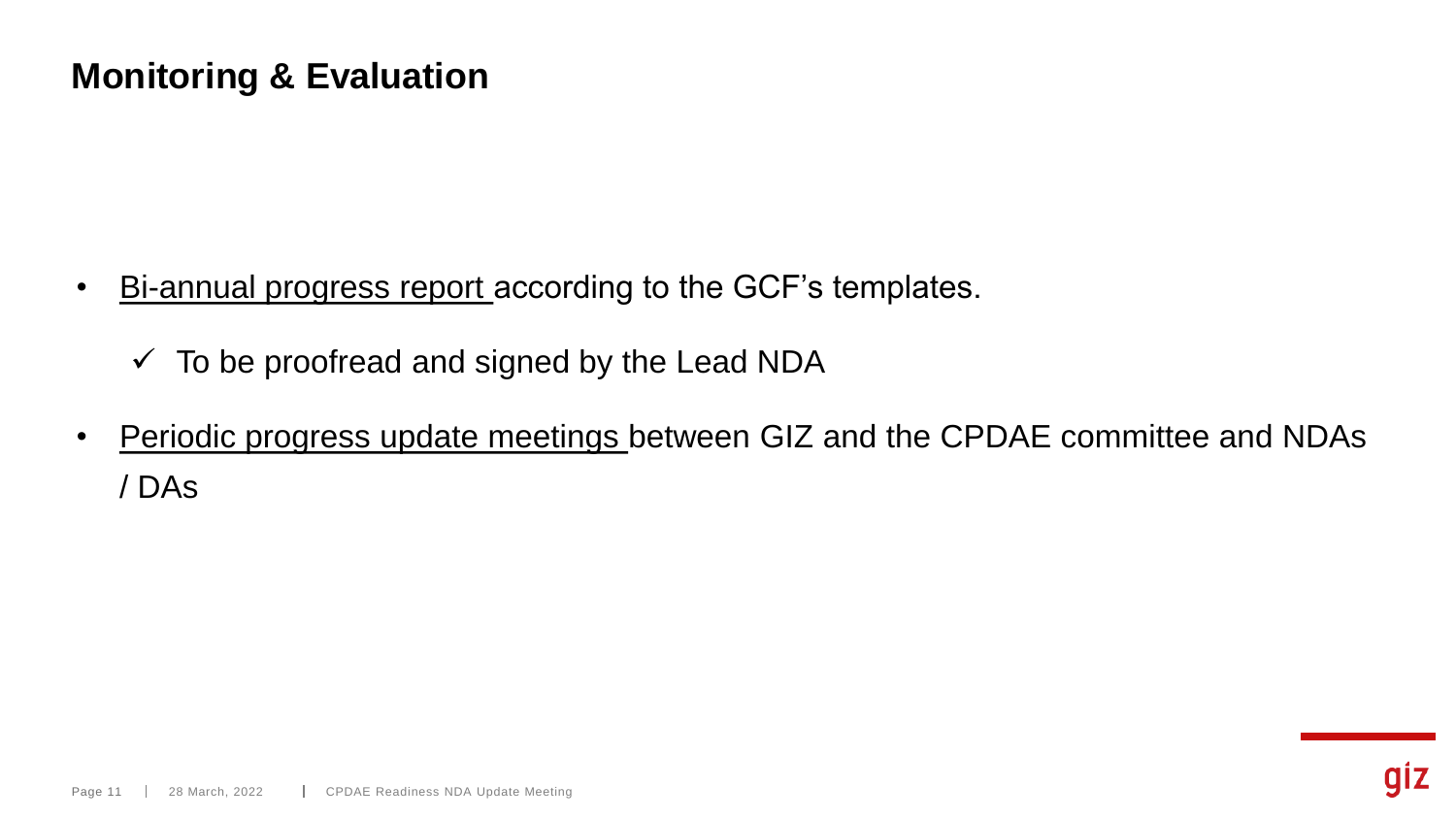# Monitoring & Evaluation

- Bi-annual progress report according to the GCF's templates.
  - ✓ To be proofread and signed by the Lead NDA
- Periodic progress update meetings between GIZ and the CPDAE committee and NDAs / DAs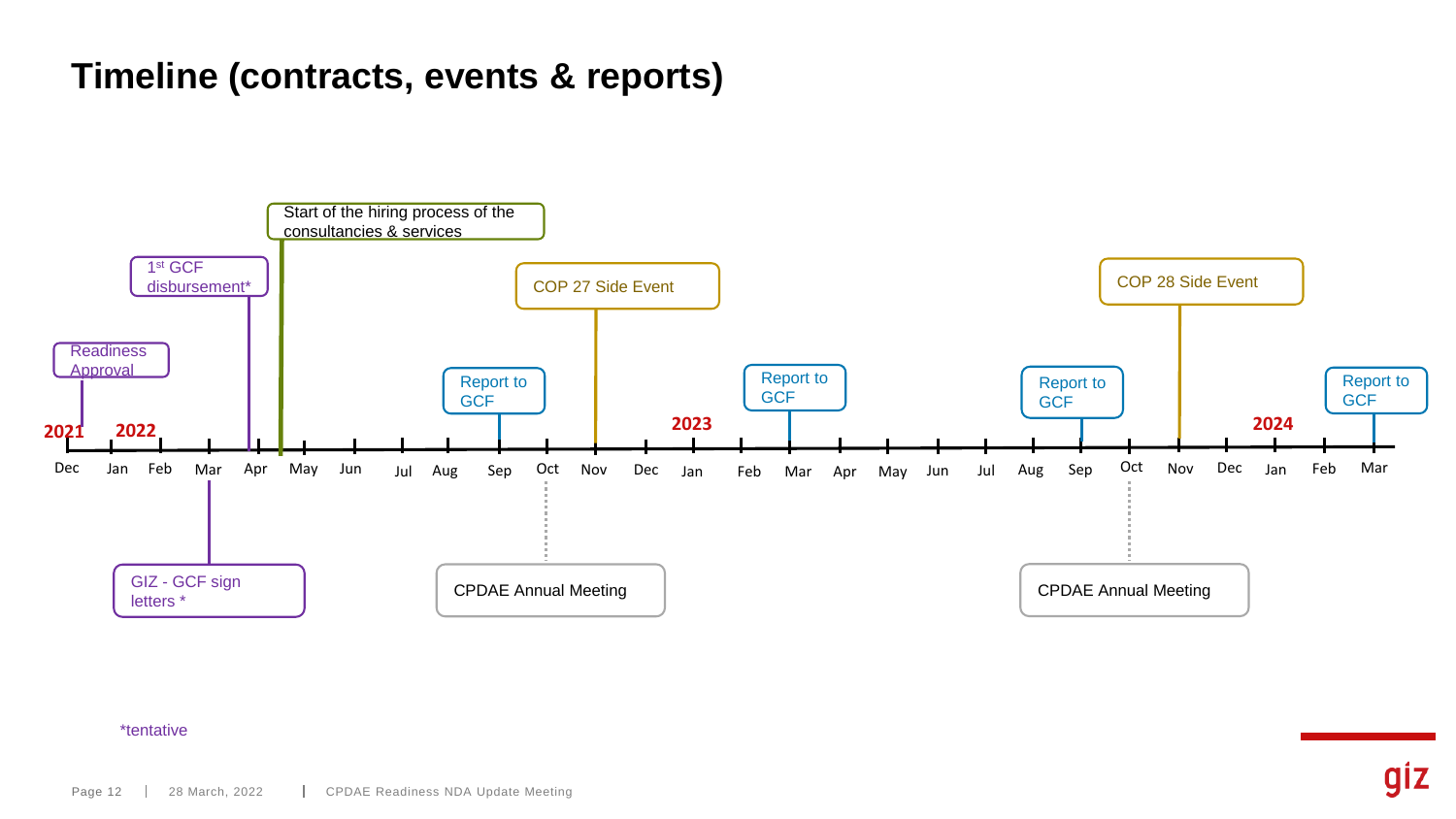# Timeline (contracts, events & reports)

- **2021**
  - Dec: Readiness Approval
- **2022**
  - Mar: GIZ - GCF sign letters *
  - Apr: 1st GCF disbursement*
  - May: Start of the hiring process of the consultancies & services
  - Sep: Report to GCF
  - Oct: CPDAE Annual Meeting
  - Nov: COP 27 Side Event
- **2023**
  - Mar: Report to GCF
  - Sep: Report to GCF
  - Oct: CPDAE Annual Meeting
  - Nov: COP 28 Side Event
- **2024**
  - Mar: Report to GCF

*tentative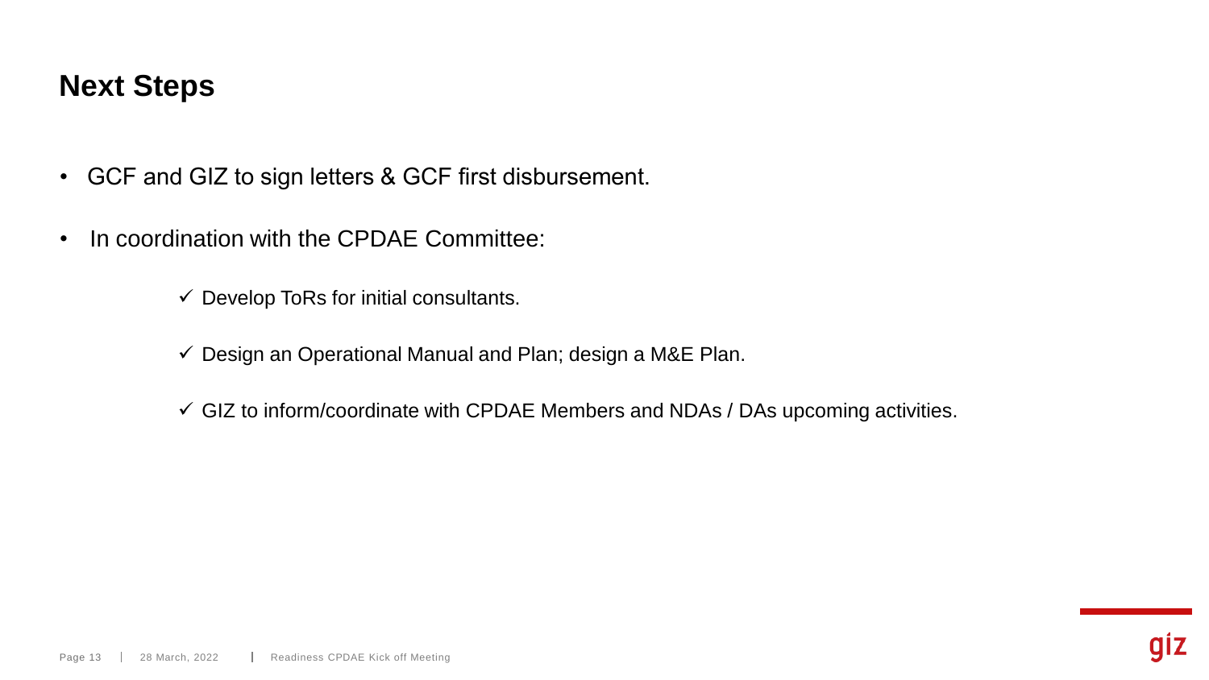## Next Steps

- GCF and GIZ to sign letters & GCF first disbursement.
- In coordination with the CPDAE Committee:
  - ✓ Develop ToRs for initial consultants.
  - ✓ Design an Operational Manual and Plan; design a M&E Plan.
  - ✓ GIZ to inform/coordinate with CPDAE Members and NDAs / DAs upcoming activities.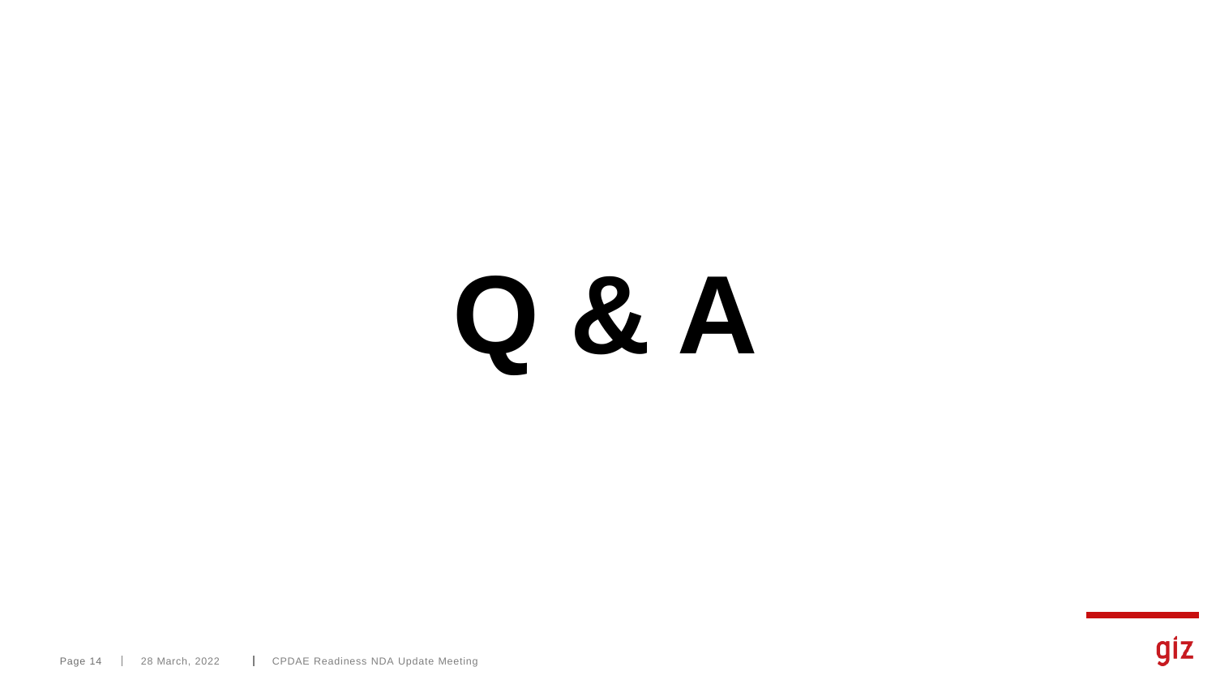# Q & A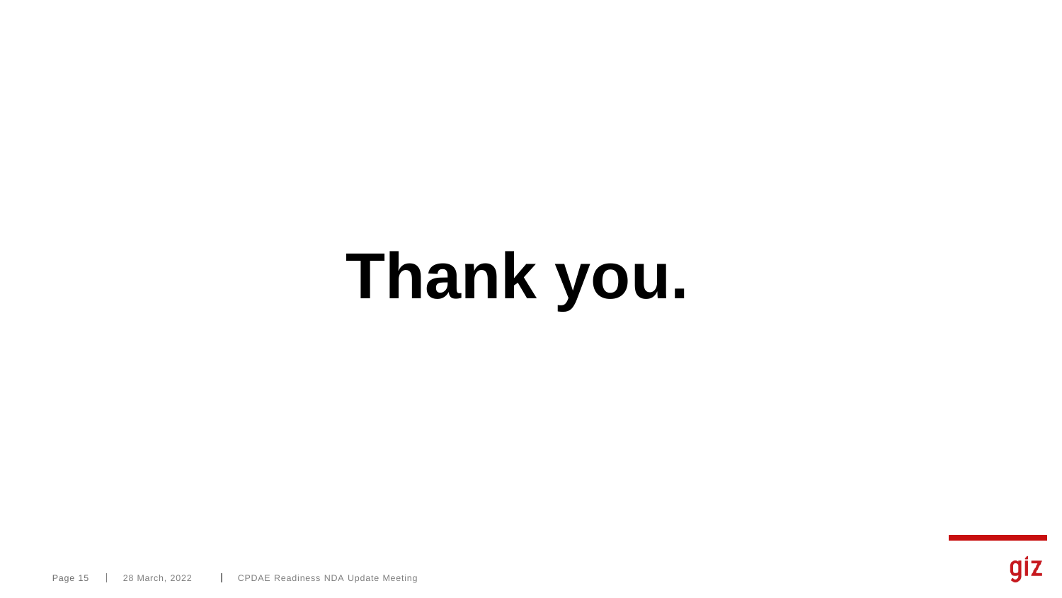# Thank you.